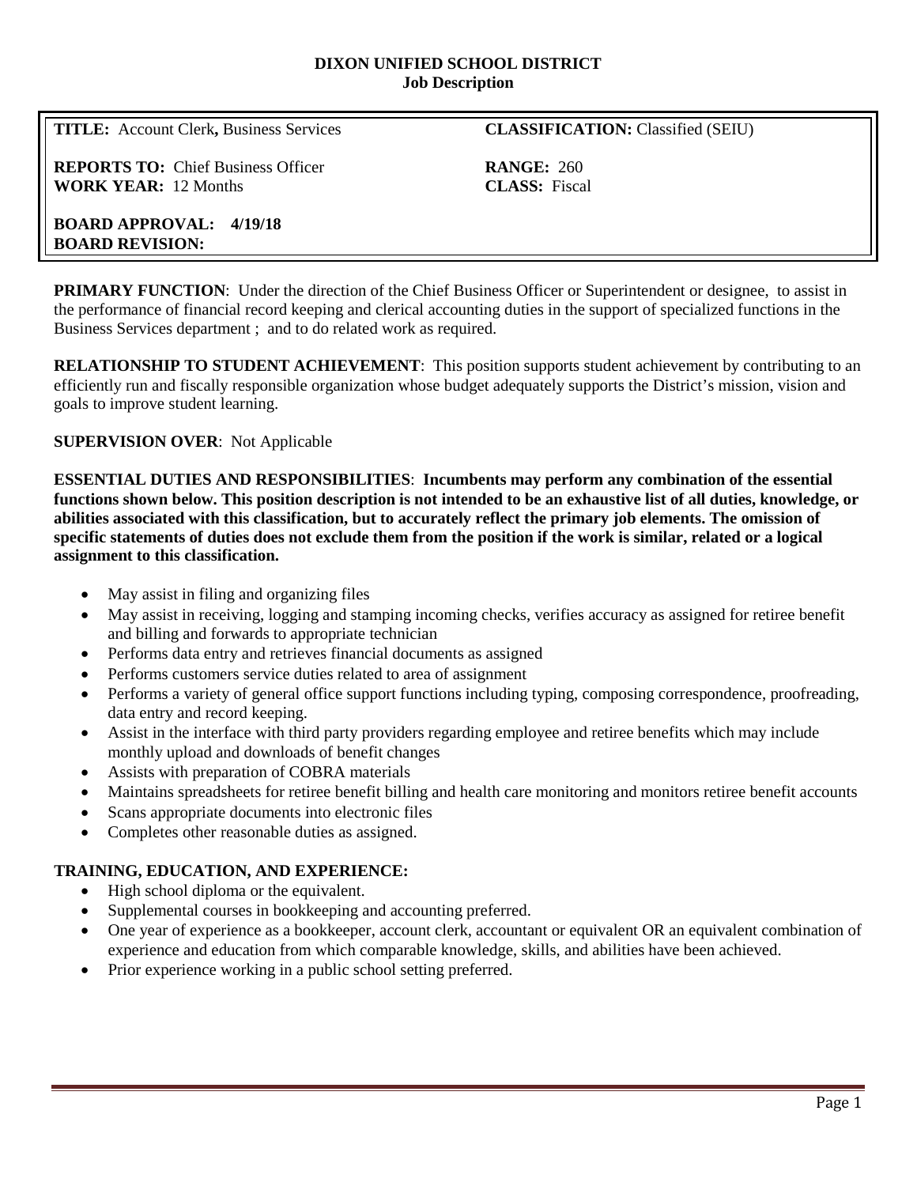**DIXON UNIFIED SCHOOL DISTRICT**
**Job Description**

| | |
|---|---|
| **TITLE:** Account Clerk**,** Business Services | **CLASSIFICATION:** Classified (SEIU) |
| **REPORTS TO:** Chief Business Officer<br>**WORK YEAR:** 12 Months | **RANGE:** 260<br>**CLASS:** Fiscal |
| **BOARD APPROVAL: 4/19/18**<br>**BOARD REVISION:** | |

**PRIMARY FUNCTION**: Under the direction of the Chief Business Officer or Superintendent or designee, to assist in the performance of financial record keeping and clerical accounting duties in the support of specialized functions in the Business Services department ; and to do related work as required.

**RELATIONSHIP TO STUDENT ACHIEVEMENT**: This position supports student achievement by contributing to an efficiently run and fiscally responsible organization whose budget adequately supports the District's mission, vision and goals to improve student learning.

**SUPERVISION OVER**: Not Applicable

**ESSENTIAL DUTIES AND RESPONSIBILITIES**: **Incumbents may perform any combination of the essential functions shown below. This position description is not intended to be an exhaustive list of all duties, knowledge, or abilities associated with this classification, but to accurately reflect the primary job elements. The omission of specific statements of duties does not exclude them from the position if the work is similar, related or a logical assignment to this classification.**

- May assist in filing and organizing files
- May assist in receiving, logging and stamping incoming checks, verifies accuracy as assigned for retiree benefit and billing and forwards to appropriate technician
- Performs data entry and retrieves financial documents as assigned
- Performs customers service duties related to area of assignment
- Performs a variety of general office support functions including typing, composing correspondence, proofreading, data entry and record keeping.
- Assist in the interface with third party providers regarding employee and retiree benefits which may include monthly upload and downloads of benefit changes
- Assists with preparation of COBRA materials
- Maintains spreadsheets for retiree benefit billing and health care monitoring and monitors retiree benefit accounts
- Scans appropriate documents into electronic files
- Completes other reasonable duties as assigned.

**TRAINING, EDUCATION, AND EXPERIENCE:**

- High school diploma or the equivalent.
- Supplemental courses in bookkeeping and accounting preferred.
- One year of experience as a bookkeeper, account clerk, accountant or equivalent OR an equivalent combination of experience and education from which comparable knowledge, skills, and abilities have been achieved.
- Prior experience working in a public school setting preferred.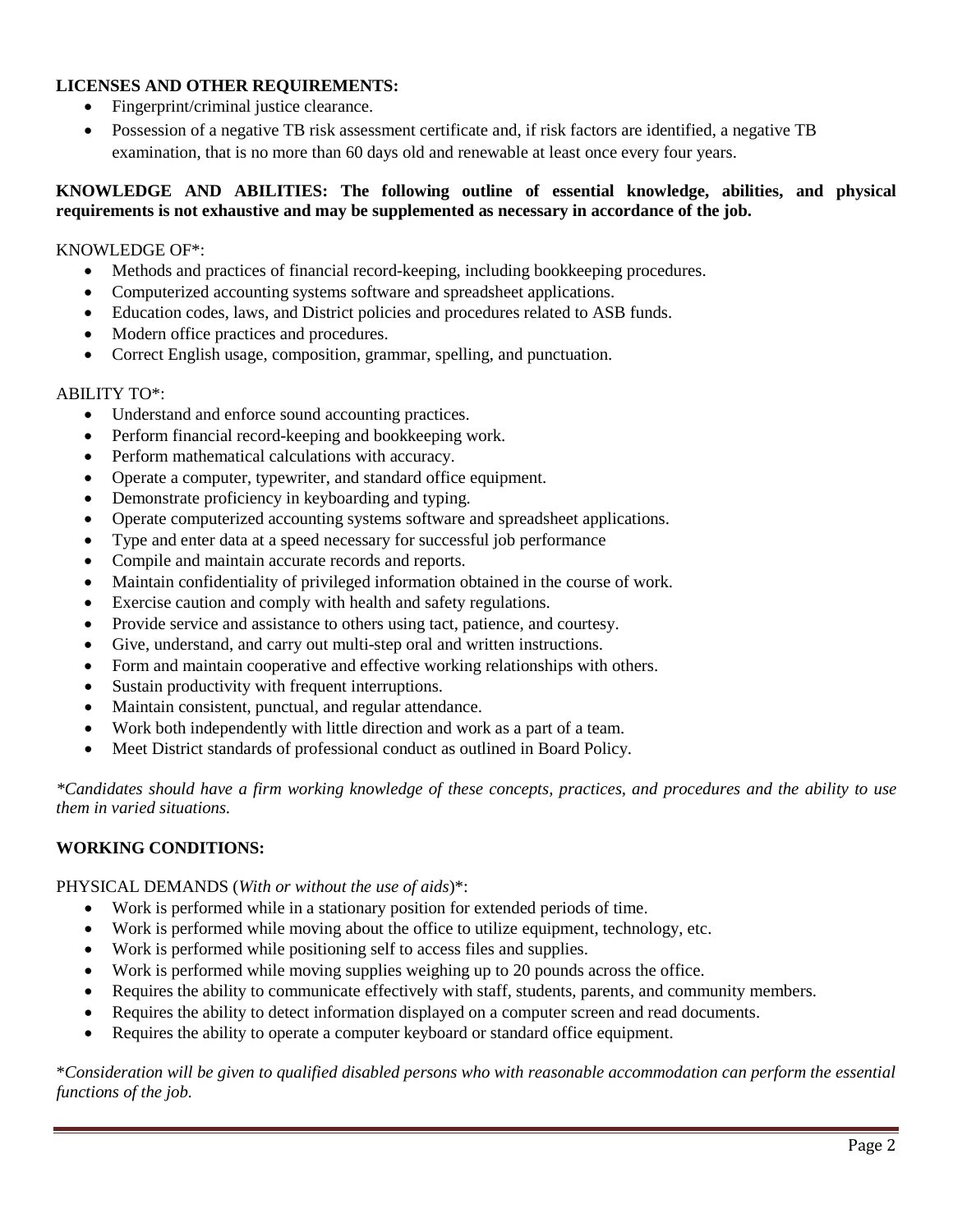**LICENSES AND OTHER REQUIREMENTS:**

- Fingerprint/criminal justice clearance.
- Possession of a negative TB risk assessment certificate and, if risk factors are identified, a negative TB examination, that is no more than 60 days old and renewable at least once every four years.

**KNOWLEDGE AND ABILITIES: The following outline of essential knowledge, abilities, and physical requirements is not exhaustive and may be supplemented as necessary in accordance of the job.**

KNOWLEDGE OF*:

- Methods and practices of financial record-keeping, including bookkeeping procedures.
- Computerized accounting systems software and spreadsheet applications.
- Education codes, laws, and District policies and procedures related to ASB funds.
- Modern office practices and procedures.
- Correct English usage, composition, grammar, spelling, and punctuation.

ABILITY TO*:

- Understand and enforce sound accounting practices.
- Perform financial record-keeping and bookkeeping work.
- Perform mathematical calculations with accuracy.
- Operate a computer, typewriter, and standard office equipment.
- Demonstrate proficiency in keyboarding and typing.
- Operate computerized accounting systems software and spreadsheet applications.
- Type and enter data at a speed necessary for successful job performance
- Compile and maintain accurate records and reports.
- Maintain confidentiality of privileged information obtained in the course of work.
- Exercise caution and comply with health and safety regulations.
- Provide service and assistance to others using tact, patience, and courtesy.
- Give, understand, and carry out multi-step oral and written instructions.
- Form and maintain cooperative and effective working relationships with others.
- Sustain productivity with frequent interruptions.
- Maintain consistent, punctual, and regular attendance.
- Work both independently with little direction and work as a part of a team.
- Meet District standards of professional conduct as outlined in Board Policy.

*\*Candidates should have a firm working knowledge of these concepts, practices, and procedures and the ability to use them in varied situations.*

**WORKING CONDITIONS:**

PHYSICAL DEMANDS (*With or without the use of aids*)*:

- Work is performed while in a stationary position for extended periods of time.
- Work is performed while moving about the office to utilize equipment, technology, etc.
- Work is performed while positioning self to access files and supplies.
- Work is performed while moving supplies weighing up to 20 pounds across the office.
- Requires the ability to communicate effectively with staff, students, parents, and community members.
- Requires the ability to detect information displayed on a computer screen and read documents.
- Requires the ability to operate a computer keyboard or standard office equipment.

\**Consideration will be given to qualified disabled persons who with reasonable accommodation can perform the essential functions of the job.*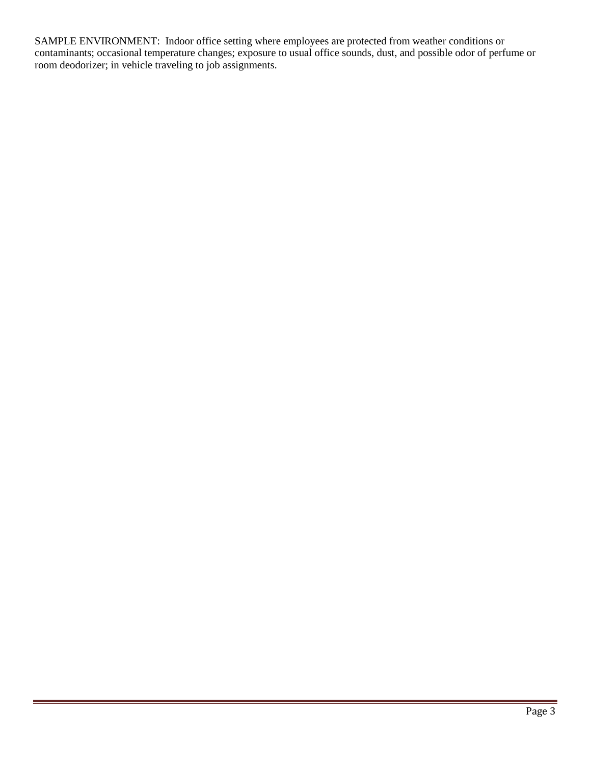SAMPLE ENVIRONMENT: Indoor office setting where employees are protected from weather conditions or contaminants; occasional temperature changes; exposure to usual office sounds, dust, and possible odor of perfume or room deodorizer; in vehicle traveling to job assignments.